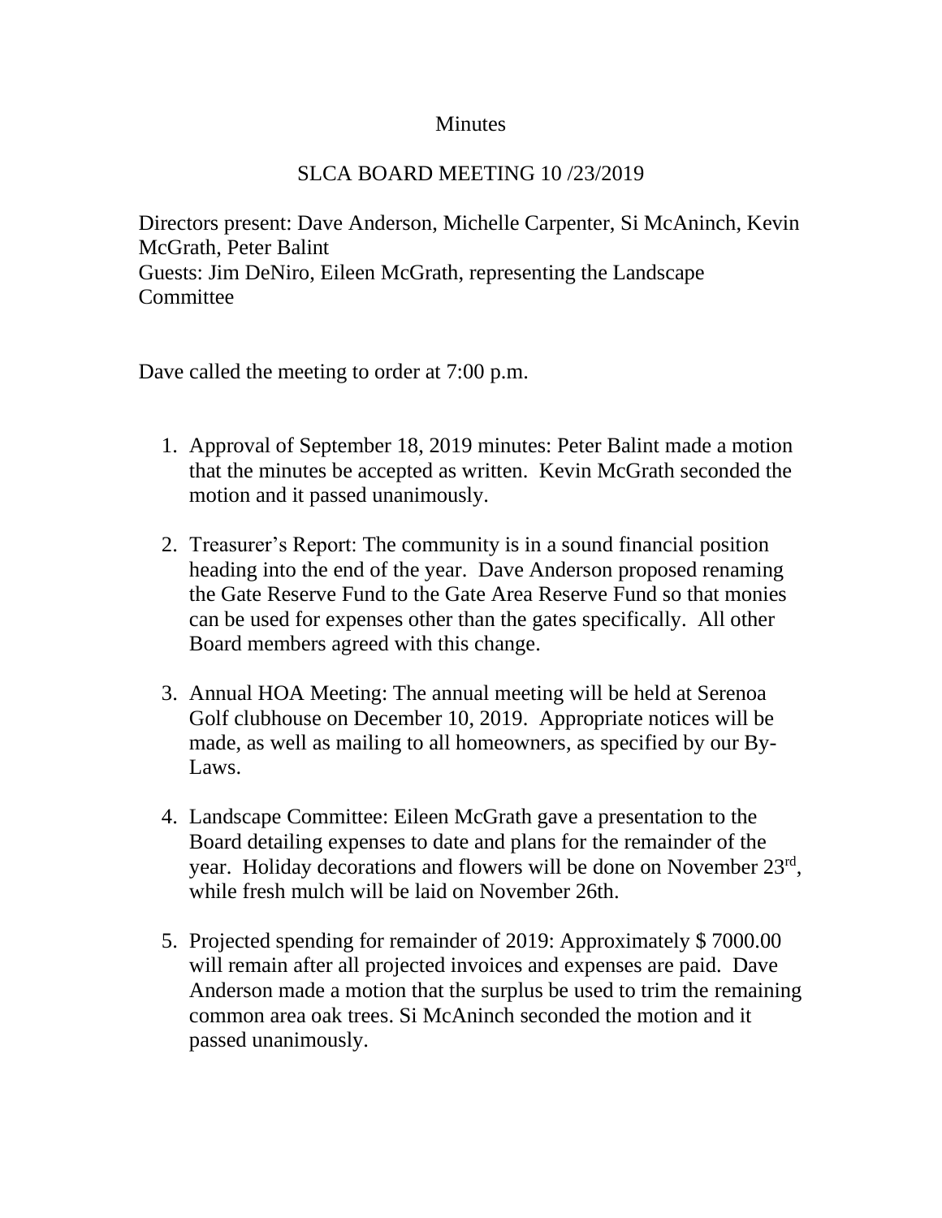# Minutes

## SLCA BOARD MEETING 10 /23/2019

Directors present: Dave Anderson, Michelle Carpenter, Si McAninch, Kevin McGrath, Peter Balint
Guests: Jim DeNiro, Eileen McGrath, representing the Landscape Committee

Dave called the meeting to order at 7:00 p.m.

1. Approval of September 18, 2019 minutes: Peter Balint made a motion that the minutes be accepted as written. Kevin McGrath seconded the motion and it passed unanimously.

2. Treasurer's Report: The community is in a sound financial position heading into the end of the year. Dave Anderson proposed renaming the Gate Reserve Fund to the Gate Area Reserve Fund so that monies can be used for expenses other than the gates specifically. All other Board members agreed with this change.

3. Annual HOA Meeting: The annual meeting will be held at Serenoa Golf clubhouse on December 10, 2019. Appropriate notices will be made, as well as mailing to all homeowners, as specified by our By-Laws.

4. Landscape Committee: Eileen McGrath gave a presentation to the Board detailing expenses to date and plans for the remainder of the year. Holiday decorations and flowers will be done on November 23rd, while fresh mulch will be laid on November 26th.

5. Projected spending for remainder of 2019: Approximately $ 7000.00 will remain after all projected invoices and expenses are paid. Dave Anderson made a motion that the surplus be used to trim the remaining common area oak trees. Si McAninch seconded the motion and it passed unanimously.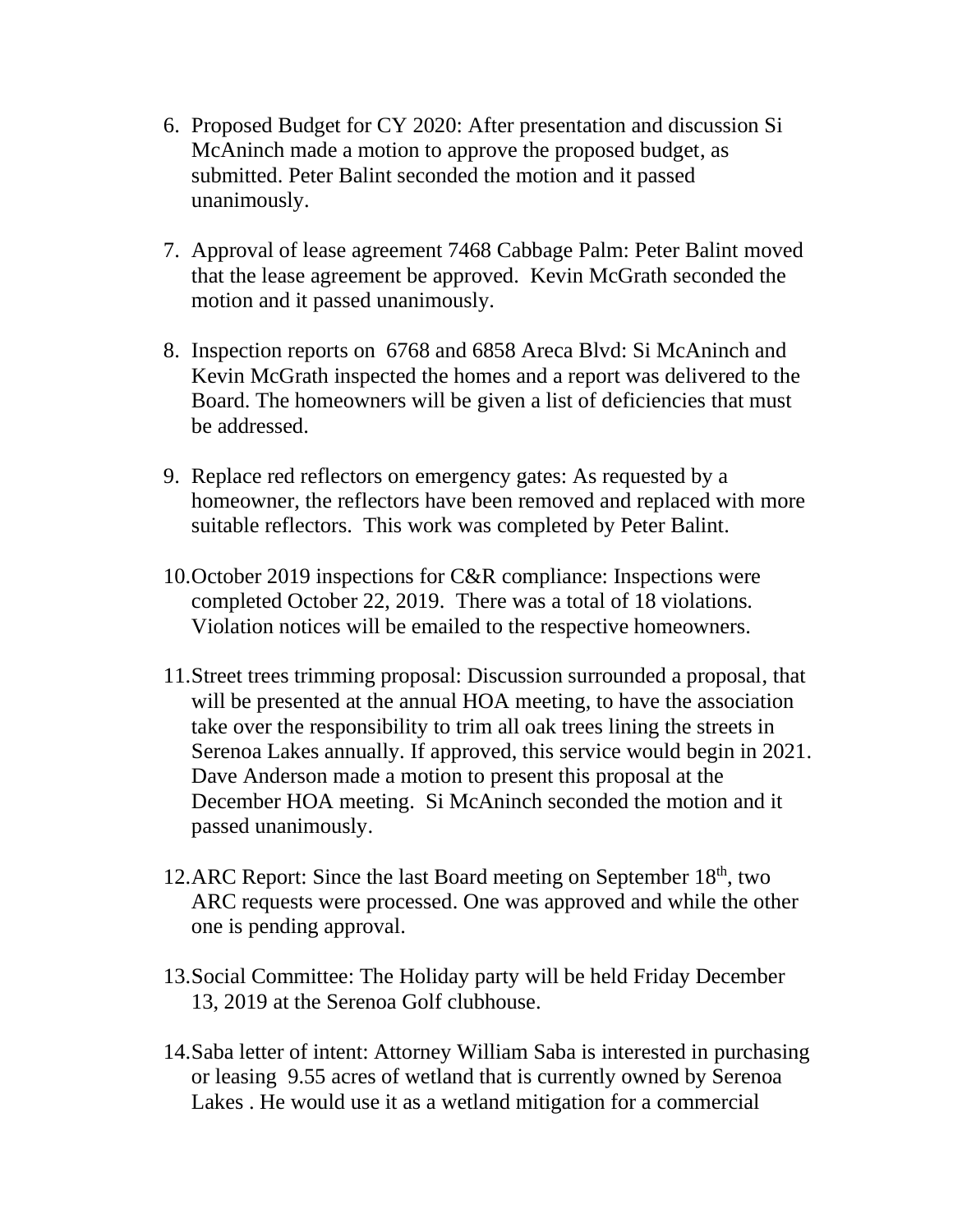6. Proposed Budget for CY 2020: After presentation and discussion Si McAninch made a motion to approve the proposed budget, as submitted. Peter Balint seconded the motion and it passed unanimously.

7. Approval of lease agreement 7468 Cabbage Palm: Peter Balint moved that the lease agreement be approved. Kevin McGrath seconded the motion and it passed unanimously.

8. Inspection reports on 6768 and 6858 Areca Blvd: Si McAninch and Kevin McGrath inspected the homes and a report was delivered to the Board. The homeowners will be given a list of deficiencies that must be addressed.

9. Replace red reflectors on emergency gates: As requested by a homeowner, the reflectors have been removed and replaced with more suitable reflectors. This work was completed by Peter Balint.

10. October 2019 inspections for C&R compliance: Inspections were completed October 22, 2019. There was a total of 18 violations. Violation notices will be emailed to the respective homeowners.

11. Street trees trimming proposal: Discussion surrounded a proposal, that will be presented at the annual HOA meeting, to have the association take over the responsibility to trim all oak trees lining the streets in Serenoa Lakes annually. If approved, this service would begin in 2021. Dave Anderson made a motion to present this proposal at the December HOA meeting. Si McAninch seconded the motion and it passed unanimously.

12. ARC Report: Since the last Board meeting on September 18th, two ARC requests were processed. One was approved and while the other one is pending approval.

13. Social Committee: The Holiday party will be held Friday December 13, 2019 at the Serenoa Golf clubhouse.

14. Saba letter of intent: Attorney William Saba is interested in purchasing or leasing 9.55 acres of wetland that is currently owned by Serenoa Lakes . He would use it as a wetland mitigation for a commercial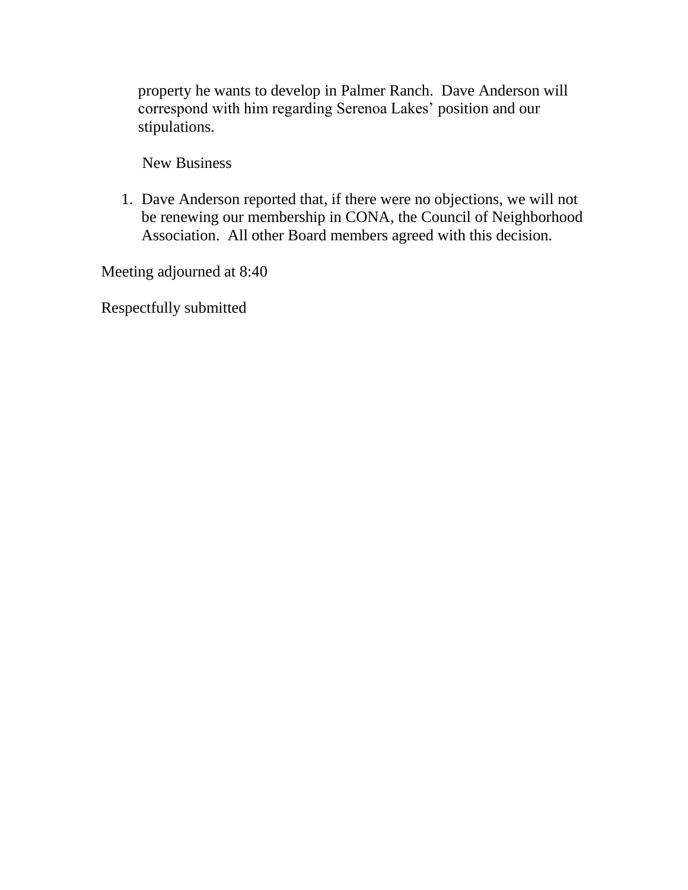property he wants to develop in Palmer Ranch. Dave Anderson will correspond with him regarding Serenoa Lakes' position and our stipulations.

New Business

1. Dave Anderson reported that, if there were no objections, we will not be renewing our membership in CONA, the Council of Neighborhood Association. All other Board members agreed with this decision.

Meeting adjourned at 8:40

Respectfully submitted